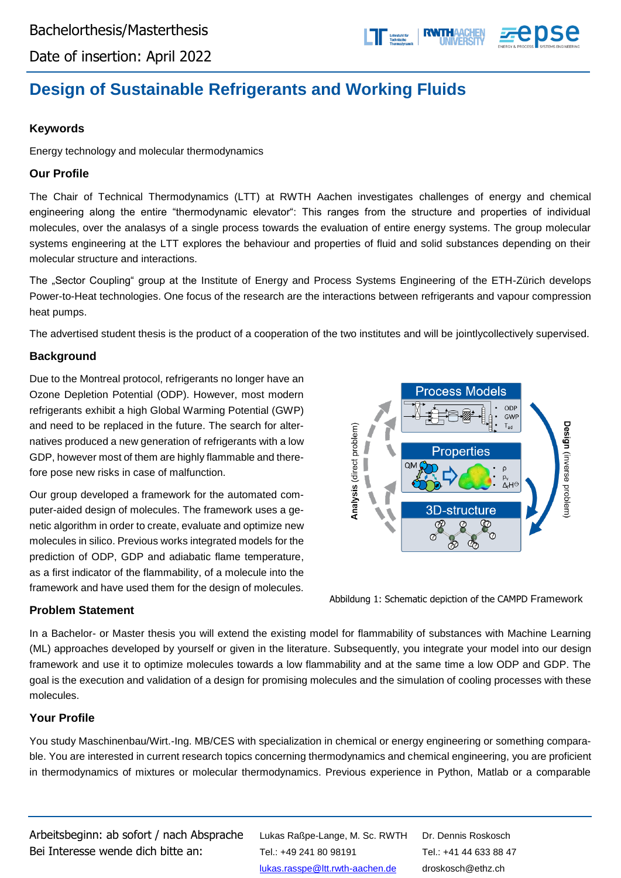Bachelorthesis/Masterthesis

Date of insertion: April 2022

# Design of Sustainable Refrigerants and Working Fluids

### Keywords

Energy technology and molecular thermodynamics

### Our Profile

The Chair of Technical Thermodynamics (LTT) at RWTH Aachen investigates challenges of energy and chemical engineering along the entire "thermodynamic elevator": This ranges from the structure and properties of individual molecules, over the analasys of a single process towards the evaluation of entire energy systems. The group molecular systems engineering at the LTT explores the behaviour and properties of fluid and solid substances depending on their molecular structure and interactions.

The „Sector Coupling" group at the Institute of Energy and Process Systems Engineering of the ETH-Zürich develops Power-to-Heat technologies. One focus of the research are the interactions between refrigerants and vapour compression heat pumps.

The advertised student thesis is the product of a cooperation of the two institutes and will be jointlycollectively supervised.

### Background

Due to the Montreal protocol, refrigerants no longer have an Ozone Depletion Potential (ODP). However, most modern refrigerants exhibit a high Global Warming Potential (GWP) and need to be replaced in the future. The search for alternatives produced a new generation of refrigerants with a low GDP, however most of them are highly flammable and therefore pose new risks in case of malfunction.

Our group developed a framework for the automated computer-aided design of molecules. The framework uses a genetic algorithm in order to create, evaluate and optimize new molecules in silico. Previous works integrated models for the prediction of ODP, GDP and adiabatic flame temperature, as a first indicator of the flammability, of a molecule into the framework and have used them for the design of molecules.

Abbildung 1: Schematic depiction of the CAMPD Framework

### Problem Statement

In a Bachelor- or Master thesis you will extend the existing model for flammability of substances with Machine Learning (ML) approaches developed by yourself or given in the literature. Subsequently, you integrate your model into our design framework and use it to optimize molecules towards a low flammability and at the same time a low ODP and GDP. The goal is the execution and validation of a design for promising molecules and the simulation of cooling processes with these molecules.

### Your Profile

You study Maschinenbau/Wirt.-Ing. MB/CES with specialization in chemical or energy engineering or something comparable. You are interested in current research topics concerning thermodynamics and chemical engineering, you are proficient in thermodynamics of mixtures or molecular thermodynamics. Previous experience in Python, Matlab or a comparable

Arbeitsbeginn: ab sofort / nach Absprache
Bei Interesse wende dich bitte an:

Lukas Raßpe-Lange, M. Sc. RWTH
Tel.: +49 241 80 98191
lukas.rasspe@ltt.rwth-aachen.de

Dr. Dennis Roskosch
Tel.: +41 44 633 88 47
droskosch@ethz.ch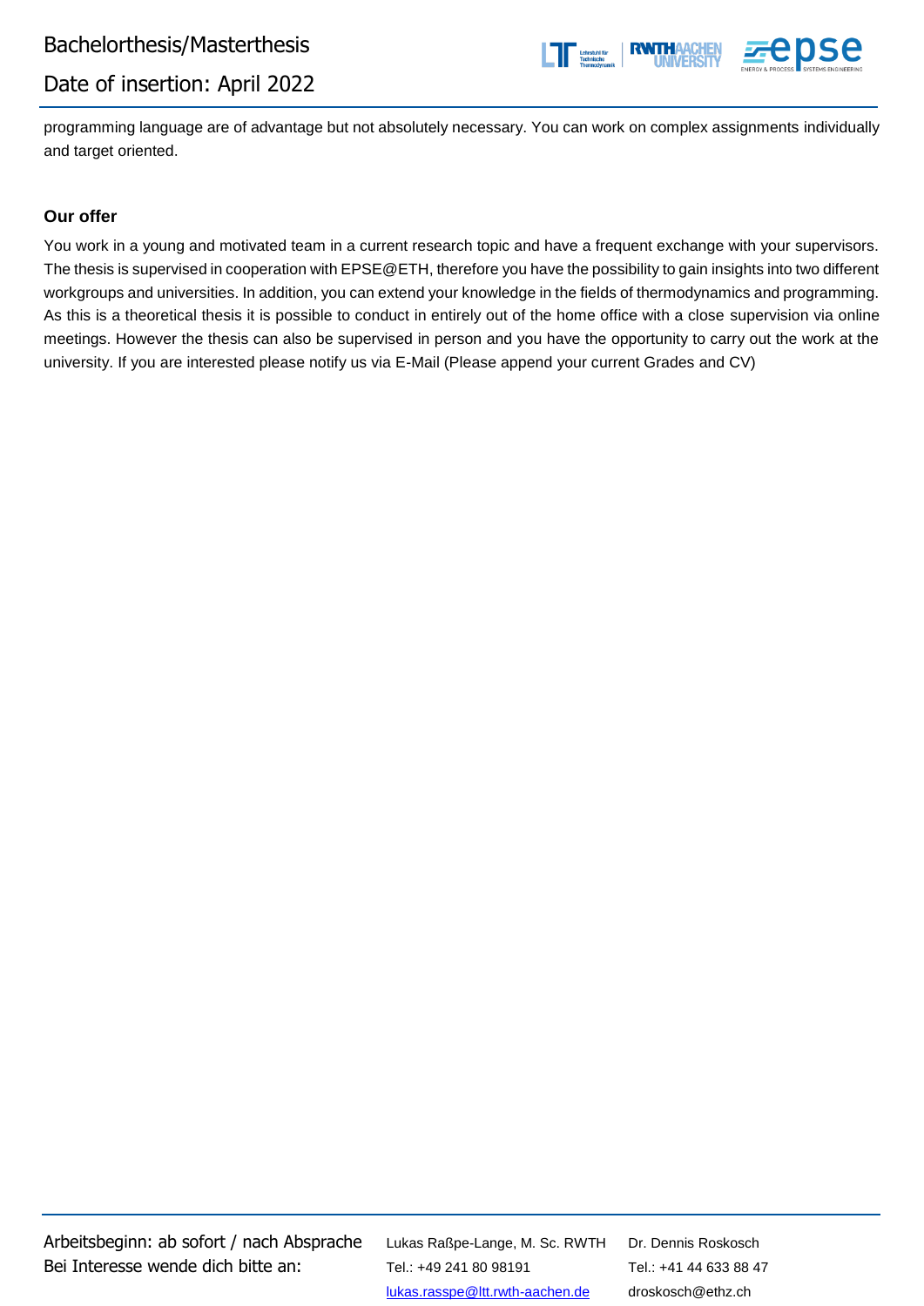programming language are of advantage but not absolutely necessary. You can work on complex assignments individually and target oriented.

**Our offer**

You work in a young and motivated team in a current research topic and have a frequent exchange with your supervisors. The thesis is supervised in cooperation with EPSE@ETH, therefore you have the possibility to gain insights into two different workgroups and universities. In addition, you can extend your knowledge in the fields of thermodynamics and programming. As this is a theoretical thesis it is possible to conduct in entirely out of the home office with a close supervision via online meetings. However the thesis can also be supervised in person and you have the opportunity to carry out the work at the university. If you are interested please notify us via E-Mail (Please append your current Grades and CV)

Arbeitsbeginn: ab sofort / nach Absprache
Bei Interesse wende dich bitte an:

Lukas Raßpe-Lange, M. Sc. RWTH
Tel.: +49 241 80 98191
lukas.rasspe@ltt.rwth-aachen.de

Dr. Dennis Roskosch
Tel.: +41 44 633 88 47
droskosch@ethz.ch